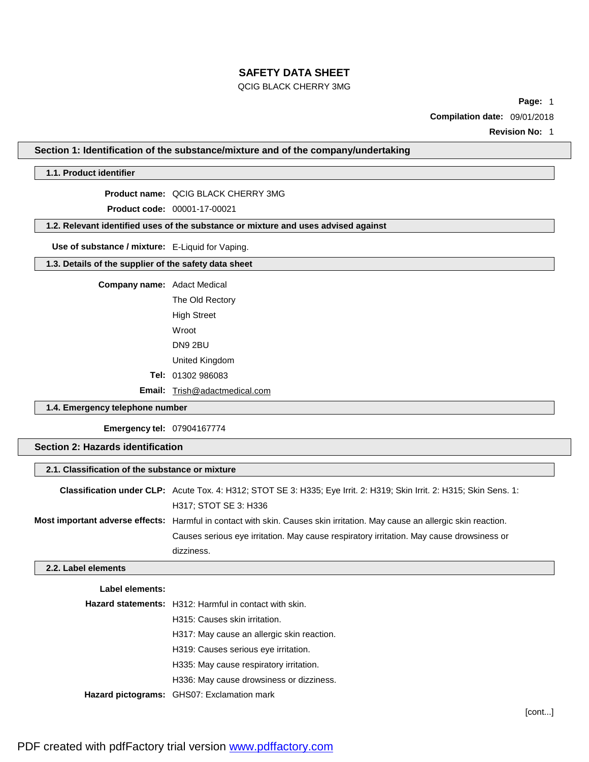# SAFETY DATA SHEET

QCIG BLACK CHERRY 3MG

**Page:** 1

**Compilation date:** 09/01/2018

**Revision No:** 1

## Section 1: Identification of the substance/mixture and of the company/undertaking

### 1.1. Product identifier

**Product name:** QCIG BLACK CHERRY 3MG

**Product code:** 00001-17-00021

### 1.2. Relevant identified uses of the substance or mixture and uses advised against

**Use of substance / mixture:** E-Liquid for Vaping.

### 1.3. Details of the supplier of the safety data sheet

**Company name:** Adact Medical
The Old Rectory
High Street
Wroot
DN9 2BU
United Kingdom

**Tel:** 01302 986083

**Email:** Trish@adactmedical.com

### 1.4. Emergency telephone number

**Emergency tel:** 07904167774

## Section 2: Hazards identification

### 2.1. Classification of the substance or mixture

**Classification under CLP:** Acute Tox. 4: H312; STOT SE 3: H335; Eye Irrit. 2: H319; Skin Irrit. 2: H315; Skin Sens. 1: H317; STOT SE 3: H336

**Most important adverse effects:** Harmful in contact with skin. Causes skin irritation. May cause an allergic skin reaction. Causes serious eye irritation. May cause respiratory irritation. May cause drowsiness or dizziness.

### 2.2. Label elements

**Label elements:**

**Hazard statements:**
H312: Harmful in contact with skin.
H315: Causes skin irritation.
H317: May cause an allergic skin reaction.
H319: Causes serious eye irritation.
H335: May cause respiratory irritation.
H336: May cause drowsiness or dizziness.

**Hazard pictograms:** GHS07: Exclamation mark

[cont...]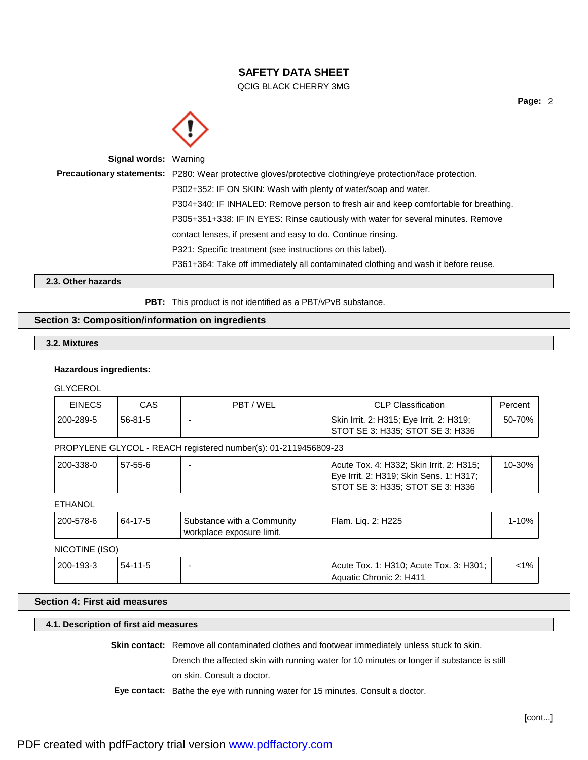**Signal words:** Warning

**Precautionary statements:** P280: Wear protective gloves/protective clothing/eye protection/face protection.

P302+352: IF ON SKIN: Wash with plenty of water/soap and water.

P304+340: IF INHALED: Remove person to fresh air and keep comfortable for breathing.

P305+351+338: IF IN EYES: Rinse cautiously with water for several minutes. Remove contact lenses, if present and easy to do. Continue rinsing.

P321: Specific treatment (see instructions on this label).

P361+364: Take off immediately all contaminated clothing and wash it before reuse.

### 2.3. Other hazards

**PBT:** This product is not identified as a PBT/vPvB substance.

## Section 3: Composition/information on ingredients

### 3.2. Mixtures

**Hazardous ingredients:**

GLYCEROL

| EINECS | CAS | PBT / WEL | CLP Classification | Percent |
|---|---|---|---|---|
| 200-289-5 | 56-81-5 | - | Skin Irrit. 2: H315; Eye Irrit. 2: H319; STOT SE 3: H335; STOT SE 3: H336 | 50-70% |

PROPYLENE GLYCOL - REACH registered number(s): 01-2119456809-23

| EINECS | CAS | PBT / WEL | CLP Classification | Percent |
|---|---|---|---|---|
| 200-338-0 | 57-55-6 | - | Acute Tox. 4: H332; Skin Irrit. 2: H315; Eye Irrit. 2: H319; Skin Sens. 1: H317; STOT SE 3: H335; STOT SE 3: H336 | 10-30% |

ETHANOL

| EINECS | CAS | PBT / WEL | CLP Classification | Percent |
|---|---|---|---|---|
| 200-578-6 | 64-17-5 | Substance with a Community workplace exposure limit. | Flam. Liq. 2: H225 | 1-10% |

NICOTINE (ISO)

| EINECS | CAS | PBT / WEL | CLP Classification | Percent |
|---|---|---|---|---|
| 200-193-3 | 54-11-5 | - | Acute Tox. 1: H310; Acute Tox. 3: H301; Aquatic Chronic 2: H411 | <1% |

## Section 4: First aid measures

### 4.1. Description of first aid measures

**Skin contact:** Remove all contaminated clothes and footwear immediately unless stuck to skin. Drench the affected skin with running water for 10 minutes or longer if substance is still on skin. Consult a doctor.

**Eye contact:** Bathe the eye with running water for 15 minutes. Consult a doctor.

[cont...]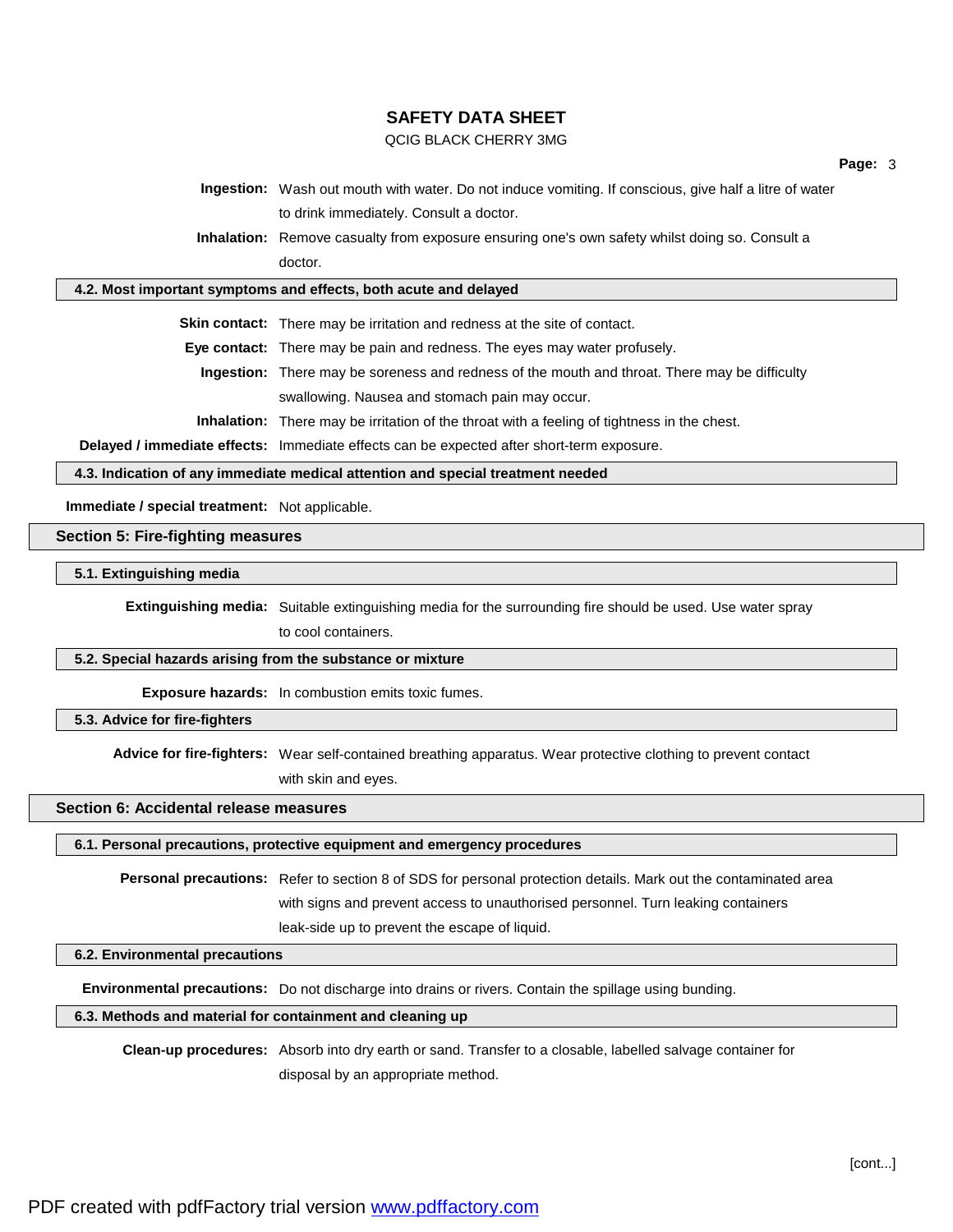**Ingestion:** Wash out mouth with water. Do not induce vomiting. If conscious, give half a litre of water to drink immediately. Consult a doctor.

**Inhalation:** Remove casualty from exposure ensuring one's own safety whilst doing so. Consult a doctor.

### 4.2. Most important symptoms and effects, both acute and delayed

**Skin contact:** There may be irritation and redness at the site of contact.

**Eye contact:** There may be pain and redness. The eyes may water profusely.

**Ingestion:** There may be soreness and redness of the mouth and throat. There may be difficulty swallowing. Nausea and stomach pain may occur.

**Inhalation:** There may be irritation of the throat with a feeling of tightness in the chest.

**Delayed / immediate effects:** Immediate effects can be expected after short-term exposure.

### 4.3. Indication of any immediate medical attention and special treatment needed

**Immediate / special treatment:** Not applicable.

## Section 5: Fire-fighting measures

### 5.1. Extinguishing media

**Extinguishing media:** Suitable extinguishing media for the surrounding fire should be used. Use water spray to cool containers.

### 5.2. Special hazards arising from the substance or mixture

**Exposure hazards:** In combustion emits toxic fumes.

### 5.3. Advice for fire-fighters

**Advice for fire-fighters:** Wear self-contained breathing apparatus. Wear protective clothing to prevent contact with skin and eyes.

## Section 6: Accidental release measures

### 6.1. Personal precautions, protective equipment and emergency procedures

**Personal precautions:** Refer to section 8 of SDS for personal protection details. Mark out the contaminated area with signs and prevent access to unauthorised personnel. Turn leaking containers leak-side up to prevent the escape of liquid.

### 6.2. Environmental precautions

**Environmental precautions:** Do not discharge into drains or rivers. Contain the spillage using bunding.

### 6.3. Methods and material for containment and cleaning up

**Clean-up procedures:** Absorb into dry earth or sand. Transfer to a closable, labelled salvage container for disposal by an appropriate method.

[cont...]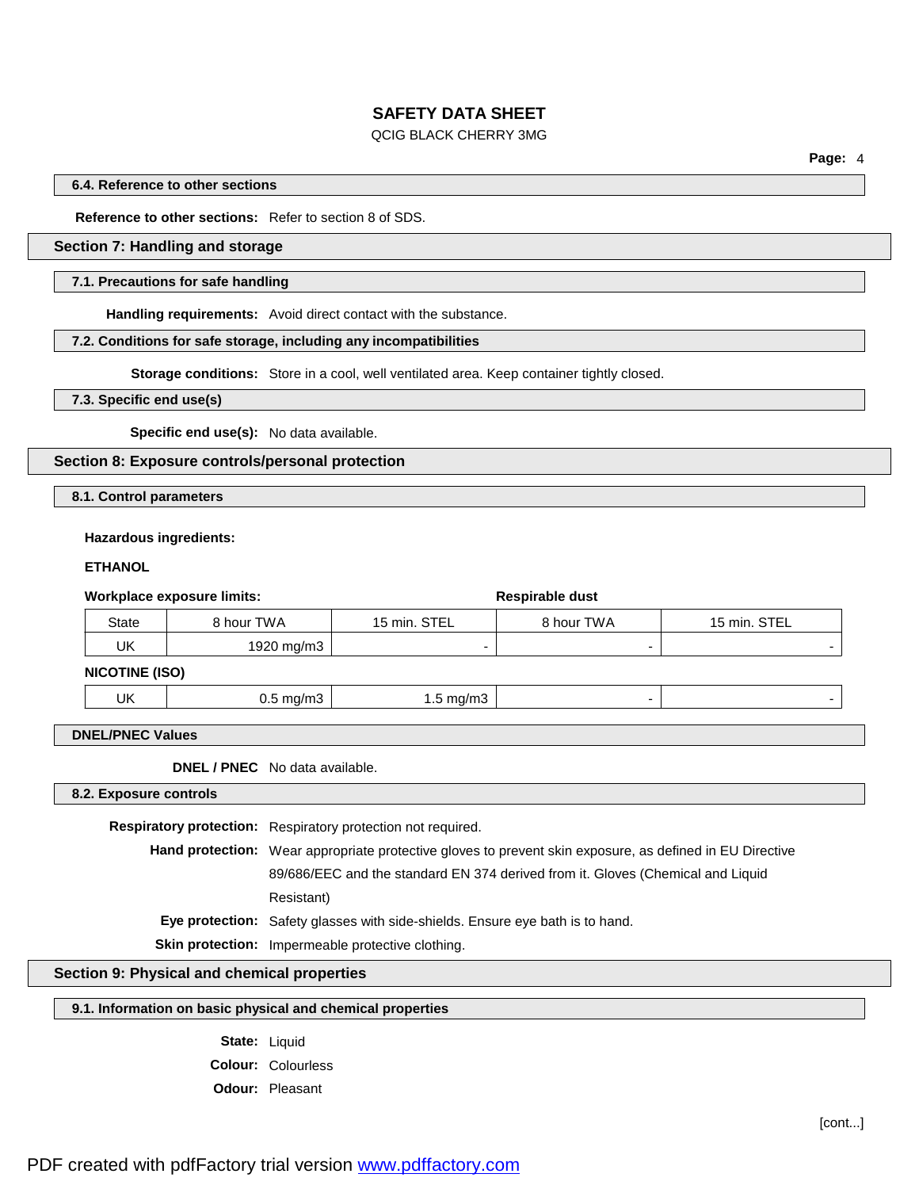### 6.4. Reference to other sections

**Reference to other sections:** Refer to section 8 of SDS.

## Section 7: Handling and storage

### 7.1. Precautions for safe handling

**Handling requirements:** Avoid direct contact with the substance.

### 7.2. Conditions for safe storage, including any incompatibilities

**Storage conditions:** Store in a cool, well ventilated area. Keep container tightly closed.

### 7.3. Specific end use(s)

**Specific end use(s):** No data available.

## Section 8: Exposure controls/personal protection

### 8.1. Control parameters

**Hazardous ingredients:**

**ETHANOL**

**Workplace exposure limits:**

| State | 8 hour TWA | 15 min. STEL | Respirable dust 8 hour TWA | Respirable dust 15 min. STEL |
|---|---|---|---|---|
| UK | 1920 mg/m3 | - | - | - |

**NICOTINE (ISO)**

| State | 8 hour TWA | 15 min. STEL | Respirable dust 8 hour TWA | Respirable dust 15 min. STEL |
|---|---|---|---|---|
| UK | 0.5 mg/m3 | 1.5 mg/m3 | - | - |

### DNEL/PNEC Values

**DNEL / PNEC** No data available.

### 8.2. Exposure controls

**Respiratory protection:** Respiratory protection not required.

**Hand protection:** Wear appropriate protective gloves to prevent skin exposure, as defined in EU Directive 89/686/EEC and the standard EN 374 derived from it. Gloves (Chemical and Liquid Resistant)

**Eye protection:** Safety glasses with side-shields. Ensure eye bath is to hand.

**Skin protection:** Impermeable protective clothing.

## Section 9: Physical and chemical properties

### 9.1. Information on basic physical and chemical properties

**State:** Liquid

**Colour:** Colourless

**Odour:** Pleasant

[cont...]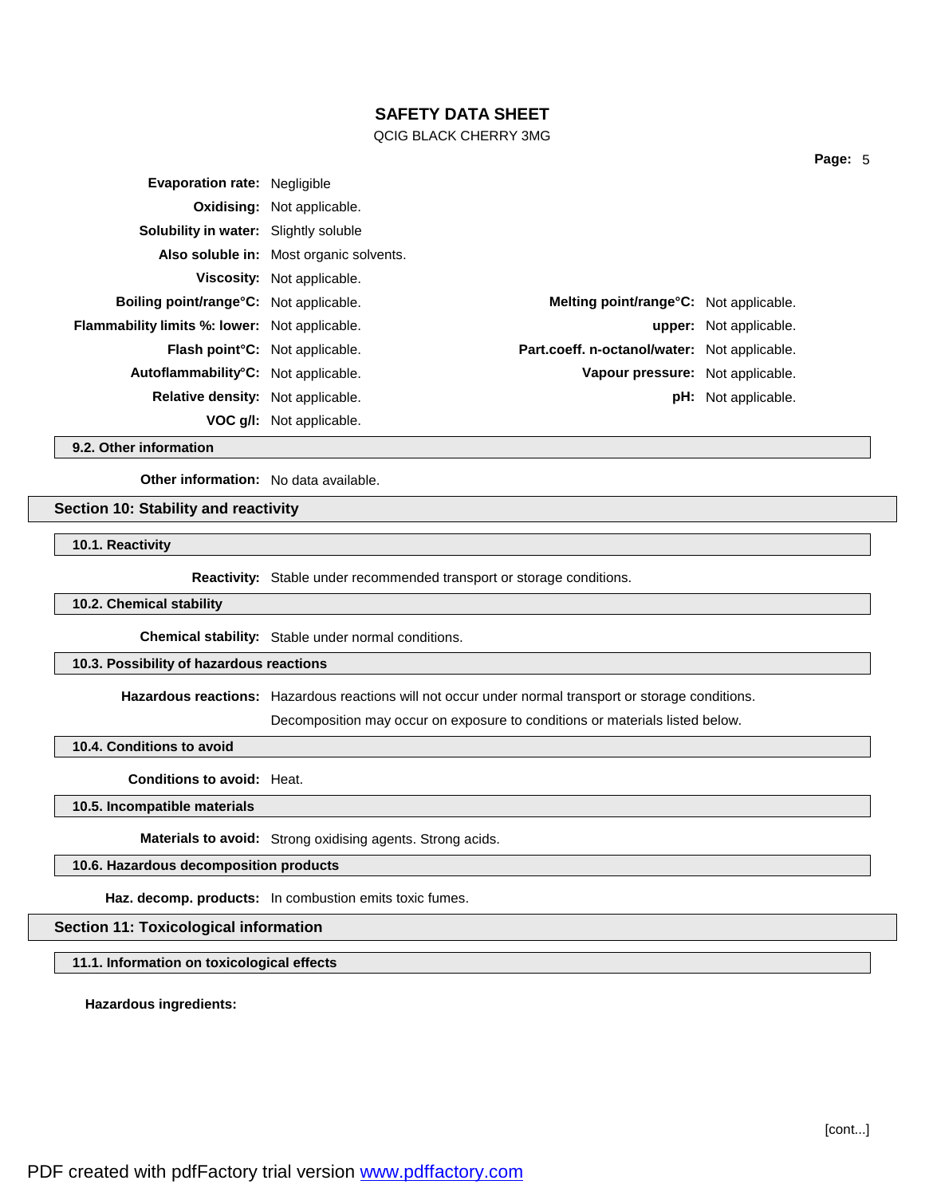**Evaporation rate:** Negligible

**Oxidising:** Not applicable.

**Solubility in water:** Slightly soluble

**Also soluble in:** Most organic solvents.

**Viscosity:** Not applicable.

**Boiling point/range°C:** Not applicable.

**Melting point/range°C:** Not applicable.

**Flammability limits %: lower:** Not applicable.

**upper:** Not applicable.

**Flash point°C:** Not applicable.

**Part.coeff. n-octanol/water:** Not applicable.

**Autoflammability°C:** Not applicable.

**Vapour pressure:** Not applicable.

**Relative density:** Not applicable.

**pH:** Not applicable.

**VOC g/l:** Not applicable.

### 9.2. Other information

**Other information:** No data available.

## Section 10: Stability and reactivity

### 10.1. Reactivity

**Reactivity:** Stable under recommended transport or storage conditions.

### 10.2. Chemical stability

**Chemical stability:** Stable under normal conditions.

### 10.3. Possibility of hazardous reactions

**Hazardous reactions:** Hazardous reactions will not occur under normal transport or storage conditions.

Decomposition may occur on exposure to conditions or materials listed below.

### 10.4. Conditions to avoid

**Conditions to avoid:** Heat.

### 10.5. Incompatible materials

**Materials to avoid:** Strong oxidising agents. Strong acids.

### 10.6. Hazardous decomposition products

**Haz. decomp. products:** In combustion emits toxic fumes.

## Section 11: Toxicological information

### 11.1. Information on toxicological effects

**Hazardous ingredients:**

[cont...]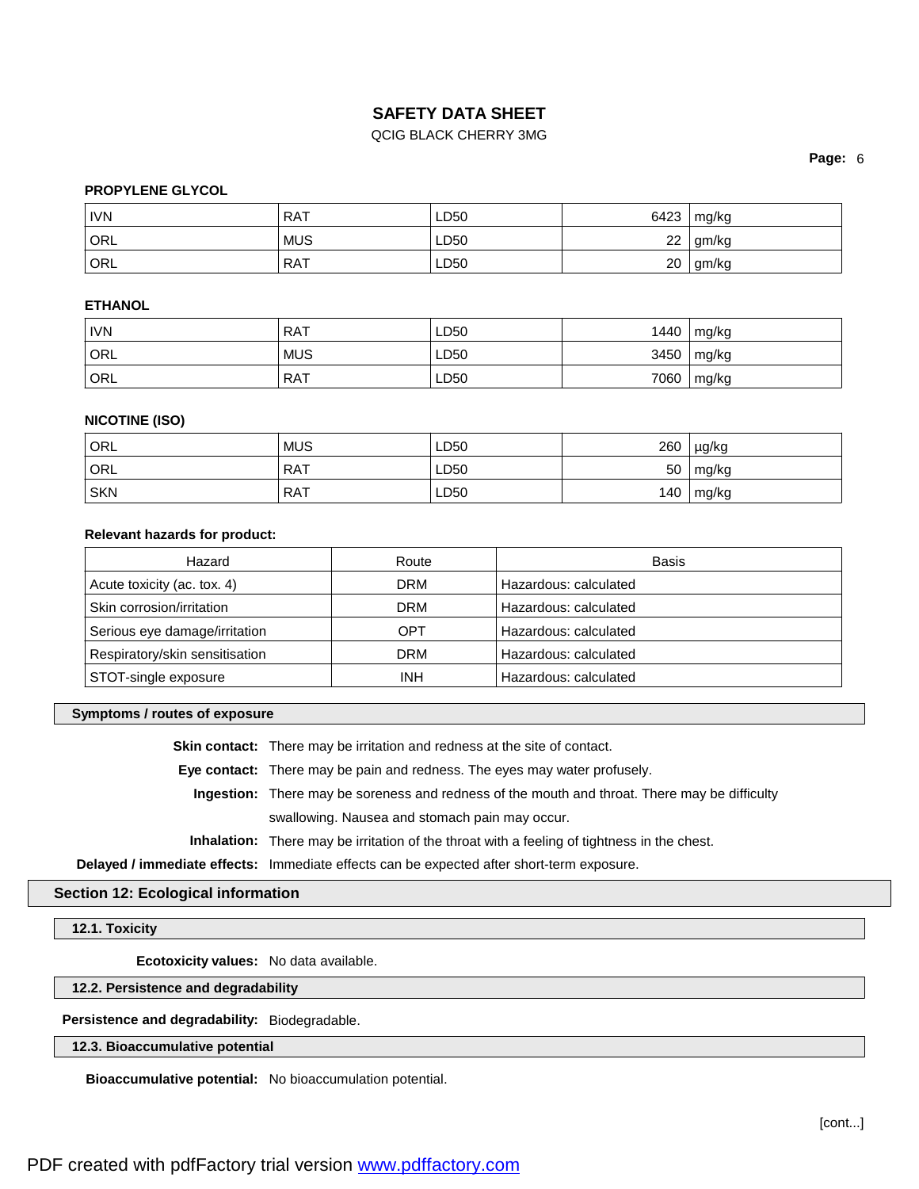**PROPYLENE GLYCOL**

| | | | | |
|---|---|---|---|---|
| IVN | RAT | LD50 | 6423 | mg/kg |
| ORL | MUS | LD50 | 22 | gm/kg |
| ORL | RAT | LD50 | 20 | gm/kg |

**ETHANOL**

| | | | | |
|---|---|---|---|---|
| IVN | RAT | LD50 | 1440 | mg/kg |
| ORL | MUS | LD50 | 3450 | mg/kg |
| ORL | RAT | LD50 | 7060 | mg/kg |

**NICOTINE (ISO)**

| | | | | |
|---|---|---|---|---|
| ORL | MUS | LD50 | 260 | µg/kg |
| ORL | RAT | LD50 | 50 | mg/kg |
| SKN | RAT | LD50 | 140 | mg/kg |

**Relevant hazards for product:**

| Hazard | Route | Basis |
|---|---|---|
| Acute toxicity (ac. tox. 4) | DRM | Hazardous: calculated |
| Skin corrosion/irritation | DRM | Hazardous: calculated |
| Serious eye damage/irritation | OPT | Hazardous: calculated |
| Respiratory/skin sensitisation | DRM | Hazardous: calculated |
| STOT-single exposure | INH | Hazardous: calculated |

### Symptoms / routes of exposure

**Skin contact:** There may be irritation and redness at the site of contact.

**Eye contact:** There may be pain and redness. The eyes may water profusely.

**Ingestion:** There may be soreness and redness of the mouth and throat. There may be difficulty swallowing. Nausea and stomach pain may occur.

**Inhalation:** There may be irritation of the throat with a feeling of tightness in the chest.

**Delayed / immediate effects:** Immediate effects can be expected after short-term exposure.

## Section 12: Ecological information

### 12.1. Toxicity

**Ecotoxicity values:** No data available.

### 12.2. Persistence and degradability

**Persistence and degradability:** Biodegradable.

### 12.3. Bioaccumulative potential

**Bioaccumulative potential:** No bioaccumulation potential.

[cont...]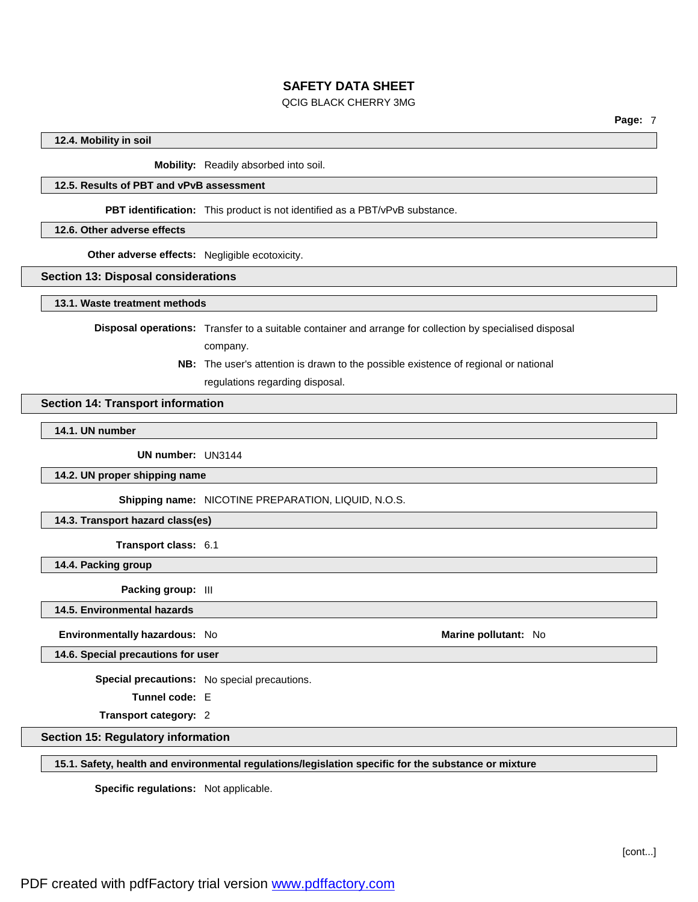### 12.4. Mobility in soil

**Mobility:** Readily absorbed into soil.

### 12.5. Results of PBT and vPvB assessment

**PBT identification:** This product is not identified as a PBT/vPvB substance.

### 12.6. Other adverse effects

**Other adverse effects:** Negligible ecotoxicity.

## Section 13: Disposal considerations

### 13.1. Waste treatment methods

**Disposal operations:** Transfer to a suitable container and arrange for collection by specialised disposal company.

**NB:** The user's attention is drawn to the possible existence of regional or national regulations regarding disposal.

## Section 14: Transport information

### 14.1. UN number

**UN number:** UN3144

### 14.2. UN proper shipping name

**Shipping name:** NICOTINE PREPARATION, LIQUID, N.O.S.

### 14.3. Transport hazard class(es)

**Transport class:** 6.1

### 14.4. Packing group

**Packing group:** III

### 14.5. Environmental hazards

**Environmentally hazardous:** No

**Marine pollutant:** No

### 14.6. Special precautions for user

**Special precautions:** No special precautions.

**Tunnel code:** E

**Transport category:** 2

## Section 15: Regulatory information

### 15.1. Safety, health and environmental regulations/legislation specific for the substance or mixture

**Specific regulations:** Not applicable.

[cont...]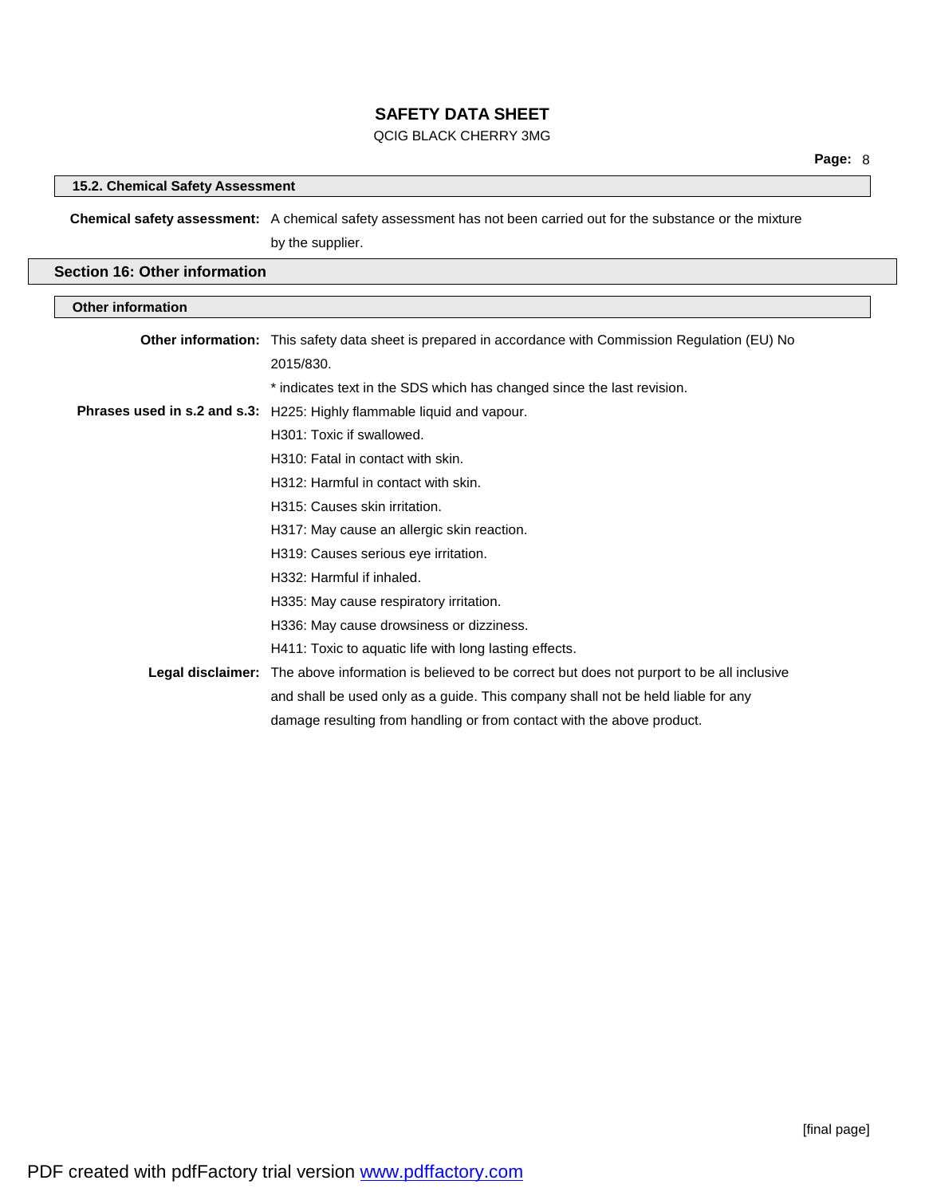#### 15.2. Chemical Safety Assessment

**Chemical safety assessment:** A chemical safety assessment has not been carried out for the substance or the mixture by the supplier.

## Section 16: Other information

#### Other information

**Other information:** This safety data sheet is prepared in accordance with Commission Regulation (EU) No 2015/830.

* indicates text in the SDS which has changed since the last revision.

**Phrases used in s.2 and s.3:**

H225: Highly flammable liquid and vapour.

H301: Toxic if swallowed.

H310: Fatal in contact with skin.

H312: Harmful in contact with skin.

H315: Causes skin irritation.

H317: May cause an allergic skin reaction.

H319: Causes serious eye irritation.

H332: Harmful if inhaled.

H335: May cause respiratory irritation.

H336: May cause drowsiness or dizziness.

H411: Toxic to aquatic life with long lasting effects.

**Legal disclaimer:** The above information is believed to be correct but does not purport to be all inclusive and shall be used only as a guide. This company shall not be held liable for any damage resulting from handling or from contact with the above product.

[final page]